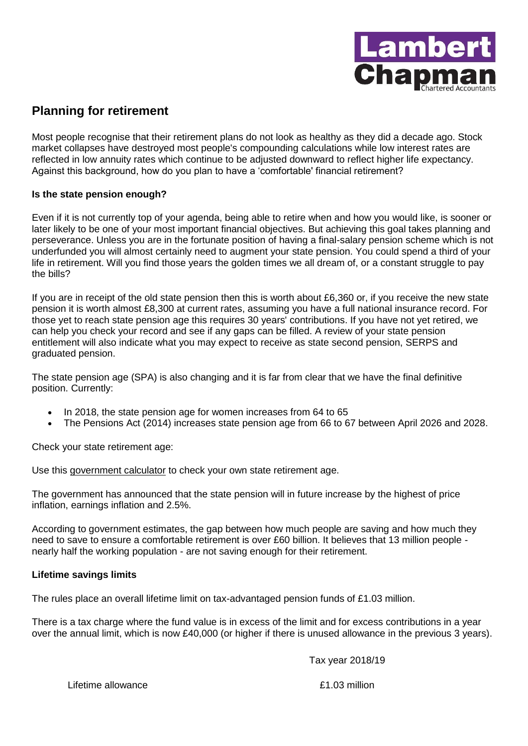Lambert Chapman Chartered Accountants

## Planning for retirement

Most people recognise that their retirement plans do not look as healthy as they did a decade ago. Stock market collapses have destroyed most people's compounding calculations while low interest rates are reflected in low annuity rates which continue to be adjusted downward to reflect higher life expectancy. Against this background, how do you plan to have a 'comfortable' financial retirement?

### Is the state pension enough?

Even if it is not currently top of your agenda, being able to retire when and how you would like, is sooner or later likely to be one of your most important financial objectives. But achieving this goal takes planning and perseverance. Unless you are in the fortunate position of having a final-salary pension scheme which is not underfunded you will almost certainly need to augment your state pension. You could spend a third of your life in retirement. Will you find those years the golden times we all dream of, or a constant struggle to pay the bills?

If you are in receipt of the old state pension then this is worth about £6,360 or, if you receive the new state pension it is worth almost £8,300 at current rates, assuming you have a full national insurance record. For those yet to reach state pension age this requires 30 years' contributions. If you have not yet retired, we can help you check your record and see if any gaps can be filled. A review of your state pension entitlement will also indicate what you may expect to receive as state second pension, SERPS and graduated pension.

The state pension age (SPA) is also changing and it is far from clear that we have the final definitive position. Currently:

- In 2018, the state pension age for women increases from 64 to 65
- The Pensions Act (2014) increases state pension age from 66 to 67 between April 2026 and 2028.

Check your state retirement age:

Use this government calculator to check your own state retirement age.

The government has announced that the state pension will in future increase by the highest of price inflation, earnings inflation and 2.5%.

According to government estimates, the gap between how much people are saving and how much they need to save to ensure a comfortable retirement is over £60 billion. It believes that 13 million people - nearly half the working population - are not saving enough for their retirement.

### Lifetime savings limits

The rules place an overall lifetime limit on tax-advantaged pension funds of £1.03 million.

There is a tax charge where the fund value is in excess of the limit and for excess contributions in a year over the annual limit, which is now £40,000 (or higher if there is unused allowance in the previous 3 years).

| | Tax year 2018/19 |
|---|---|
| Lifetime allowance | £1.03 million |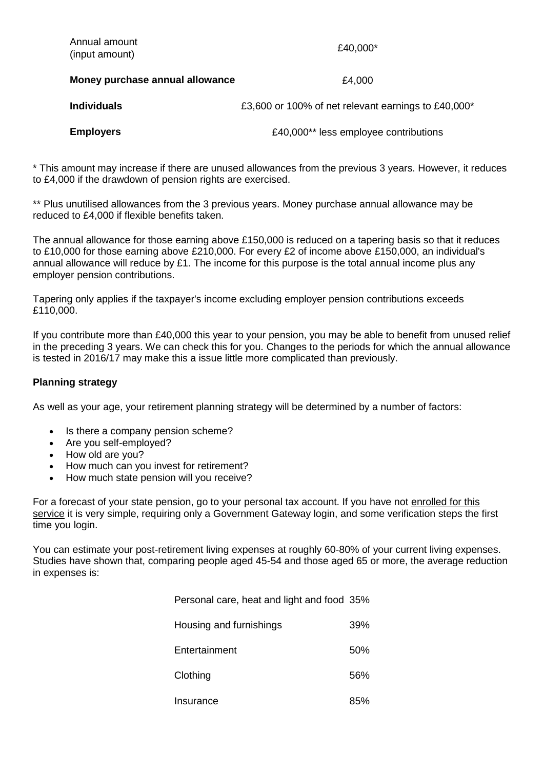| | |
|---|---|
| Annual amount (input amount) | £40,000* |
| **Money purchase annual allowance** | £4,000 |
| **Individuals** | £3,600 or 100% of net relevant earnings to £40,000* |
| **Employers** | £40,000** less employee contributions |

* This amount may increase if there are unused allowances from the previous 3 years. However, it reduces to £4,000 if the drawdown of pension rights are exercised.

** Plus unutilised allowances from the 3 previous years. Money purchase annual allowance may be reduced to £4,000 if flexible benefits taken.

The annual allowance for those earning above £150,000 is reduced on a tapering basis so that it reduces to £10,000 for those earning above £210,000. For every £2 of income above £150,000, an individual's annual allowance will reduce by £1. The income for this purpose is the total annual income plus any employer pension contributions.

Tapering only applies if the taxpayer's income excluding employer pension contributions exceeds £110,000.

If you contribute more than £40,000 this year to your pension, you may be able to benefit from unused relief in the preceding 3 years. We can check this for you. Changes to the periods for which the annual allowance is tested in 2016/17 may make this a issue little more complicated than previously.

**Planning strategy**

As well as your age, your retirement planning strategy will be determined by a number of factors:

- Is there a company pension scheme?
- Are you self-employed?
- How old are you?
- How much can you invest for retirement?
- How much state pension will you receive?

For a forecast of your state pension, go to your personal tax account. If you have not enrolled for this service it is very simple, requiring only a Government Gateway login, and some verification steps the first time you login.

You can estimate your post-retirement living expenses at roughly 60-80% of your current living expenses. Studies have shown that, comparing people aged 45-54 and those aged 65 or more, the average reduction in expenses is:

| | |
|---|---|
| Personal care, heat and light and food | 35% |
| Housing and furnishings | 39% |
| Entertainment | 50% |
| Clothing | 56% |
| Insurance | 85% |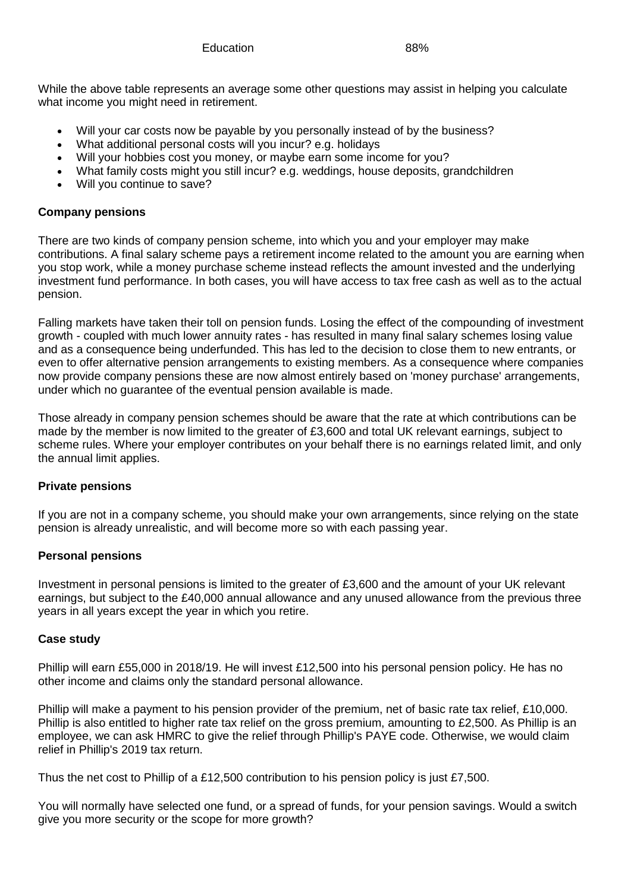| Education | 88% |
|---|---|

While the above table represents an average some other questions may assist in helping you calculate what income you might need in retirement.

- Will your car costs now be payable by you personally instead of by the business?
- What additional personal costs will you incur? e.g. holidays
- Will your hobbies cost you money, or maybe earn some income for you?
- What family costs might you still incur? e.g. weddings, house deposits, grandchildren
- Will you continue to save?

**Company pensions**

There are two kinds of company pension scheme, into which you and your employer may make contributions. A final salary scheme pays a retirement income related to the amount you are earning when you stop work, while a money purchase scheme instead reflects the amount invested and the underlying investment fund performance. In both cases, you will have access to tax free cash as well as to the actual pension.

Falling markets have taken their toll on pension funds. Losing the effect of the compounding of investment growth - coupled with much lower annuity rates - has resulted in many final salary schemes losing value and as a consequence being underfunded. This has led to the decision to close them to new entrants, or even to offer alternative pension arrangements to existing members. As a consequence where companies now provide company pensions these are now almost entirely based on 'money purchase' arrangements, under which no guarantee of the eventual pension available is made.

Those already in company pension schemes should be aware that the rate at which contributions can be made by the member is now limited to the greater of £3,600 and total UK relevant earnings, subject to scheme rules. Where your employer contributes on your behalf there is no earnings related limit, and only the annual limit applies.

**Private pensions**

If you are not in a company scheme, you should make your own arrangements, since relying on the state pension is already unrealistic, and will become more so with each passing year.

**Personal pensions**

Investment in personal pensions is limited to the greater of £3,600 and the amount of your UK relevant earnings, but subject to the £40,000 annual allowance and any unused allowance from the previous three years in all years except the year in which you retire.

**Case study**

Phillip will earn £55,000 in 2018/19. He will invest £12,500 into his personal pension policy. He has no other income and claims only the standard personal allowance.

Phillip will make a payment to his pension provider of the premium, net of basic rate tax relief, £10,000. Phillip is also entitled to higher rate tax relief on the gross premium, amounting to £2,500. As Phillip is an employee, we can ask HMRC to give the relief through Phillip's PAYE code. Otherwise, we would claim relief in Phillip's 2019 tax return.

Thus the net cost to Phillip of a £12,500 contribution to his pension policy is just £7,500.

You will normally have selected one fund, or a spread of funds, for your pension savings. Would a switch give you more security or the scope for more growth?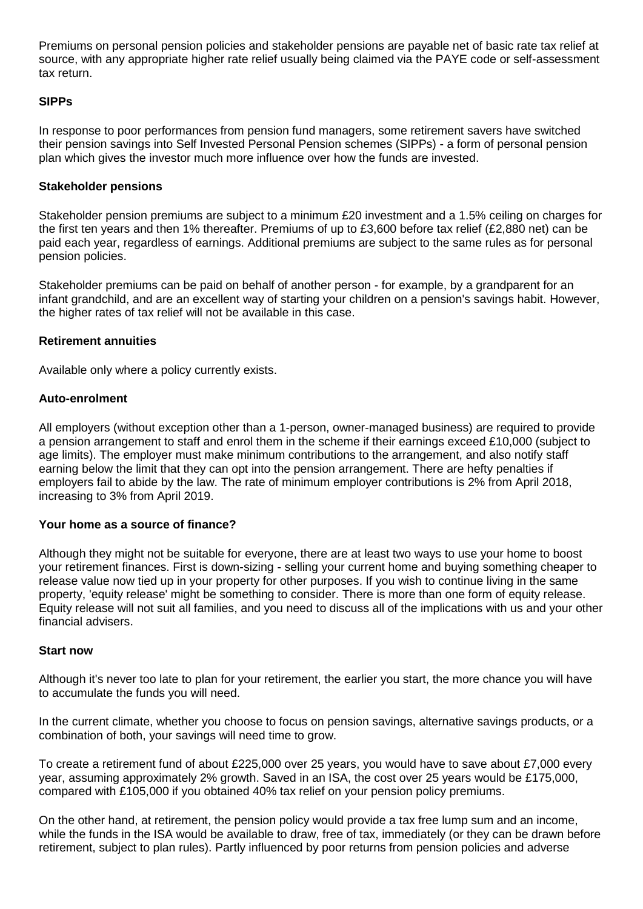Premiums on personal pension policies and stakeholder pensions are payable net of basic rate tax relief at source, with any appropriate higher rate relief usually being claimed via the PAYE code or self-assessment tax return.

**SIPPs**

In response to poor performances from pension fund managers, some retirement savers have switched their pension savings into Self Invested Personal Pension schemes (SIPPs) - a form of personal pension plan which gives the investor much more influence over how the funds are invested.

**Stakeholder pensions**

Stakeholder pension premiums are subject to a minimum £20 investment and a 1.5% ceiling on charges for the first ten years and then 1% thereafter. Premiums of up to £3,600 before tax relief (£2,880 net) can be paid each year, regardless of earnings. Additional premiums are subject to the same rules as for personal pension policies.

Stakeholder premiums can be paid on behalf of another person - for example, by a grandparent for an infant grandchild, and are an excellent way of starting your children on a pension's savings habit. However, the higher rates of tax relief will not be available in this case.

**Retirement annuities**

Available only where a policy currently exists.

**Auto-enrolment**

All employers (without exception other than a 1-person, owner-managed business) are required to provide a pension arrangement to staff and enrol them in the scheme if their earnings exceed £10,000 (subject to age limits). The employer must make minimum contributions to the arrangement, and also notify staff earning below the limit that they can opt into the pension arrangement. There are hefty penalties if employers fail to abide by the law. The rate of minimum employer contributions is 2% from April 2018, increasing to 3% from April 2019.

**Your home as a source of finance?**

Although they might not be suitable for everyone, there are at least two ways to use your home to boost your retirement finances. First is down-sizing - selling your current home and buying something cheaper to release value now tied up in your property for other purposes. If you wish to continue living in the same property, 'equity release' might be something to consider. There is more than one form of equity release. Equity release will not suit all families, and you need to discuss all of the implications with us and your other financial advisers.

**Start now**

Although it's never too late to plan for your retirement, the earlier you start, the more chance you will have to accumulate the funds you will need.

In the current climate, whether you choose to focus on pension savings, alternative savings products, or a combination of both, your savings will need time to grow.

To create a retirement fund of about £225,000 over 25 years, you would have to save about £7,000 every year, assuming approximately 2% growth. Saved in an ISA, the cost over 25 years would be £175,000, compared with £105,000 if you obtained 40% tax relief on your pension policy premiums.

On the other hand, at retirement, the pension policy would provide a tax free lump sum and an income, while the funds in the ISA would be available to draw, free of tax, immediately (or they can be drawn before retirement, subject to plan rules). Partly influenced by poor returns from pension policies and adverse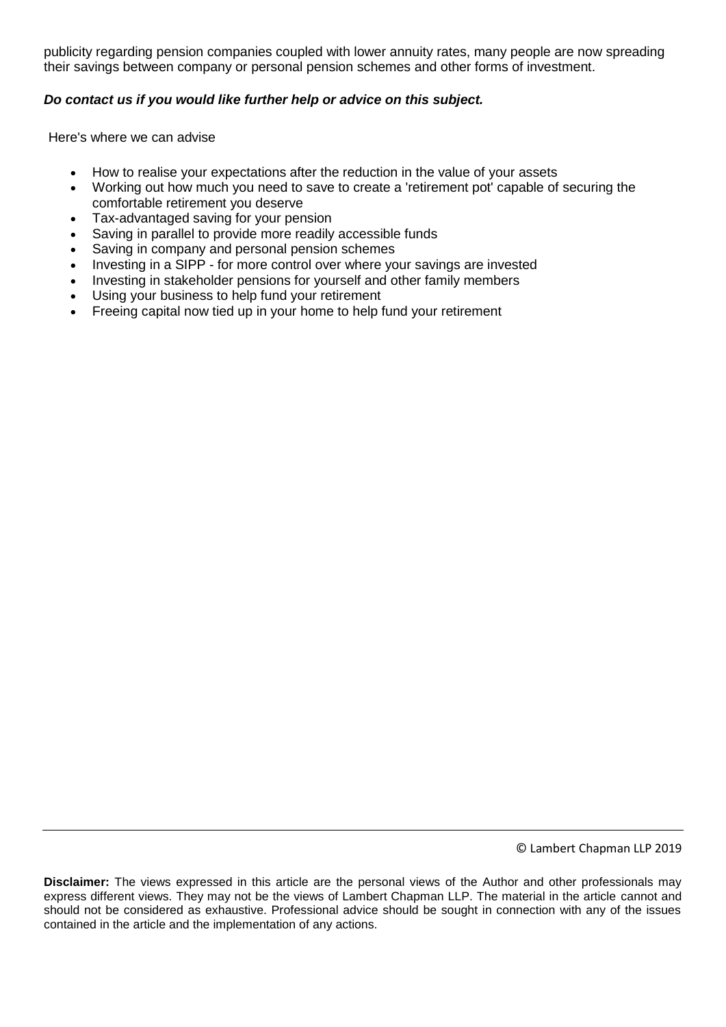publicity regarding pension companies coupled with lower annuity rates, many people are now spreading their savings between company or personal pension schemes and other forms of investment.

***Do contact us if you would like further help or advice on this subject.***

Here's where we can advise

- How to realise your expectations after the reduction in the value of your assets
- Working out how much you need to save to create a 'retirement pot' capable of securing the comfortable retirement you deserve
- Tax-advantaged saving for your pension
- Saving in parallel to provide more readily accessible funds
- Saving in company and personal pension schemes
- Investing in a SIPP - for more control over where your savings are invested
- Investing in stakeholder pensions for yourself and other family members
- Using your business to help fund your retirement
- Freeing capital now tied up in your home to help fund your retirement

---

© Lambert Chapman LLP 2019

**Disclaimer:** The views expressed in this article are the personal views of the Author and other professionals may express different views. They may not be the views of Lambert Chapman LLP. The material in the article cannot and should not be considered as exhaustive. Professional advice should be sought in connection with any of the issues contained in the article and the implementation of any actions.